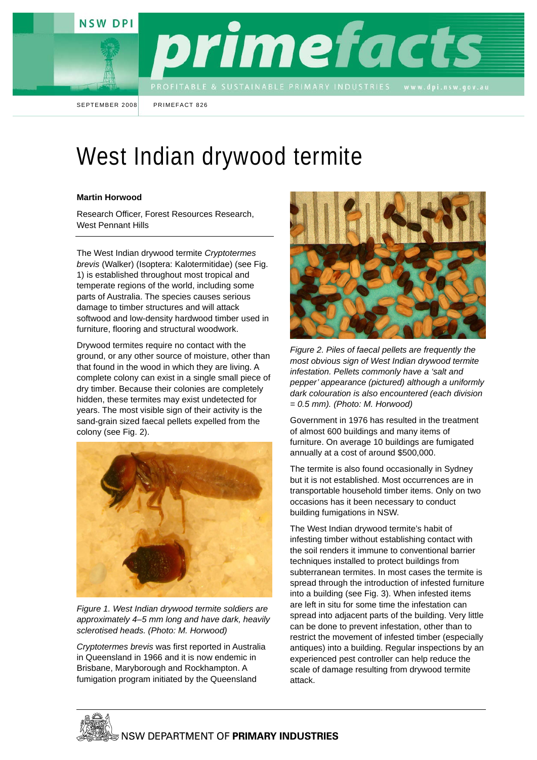SEPTEMBER 2008 | PRIMEFACT 826

# West Indian drywood termite

**Martin Horwood**

Research Officer, Forest Resources Research, West Pennant Hills

The West Indian drywood termite *Cryptotermes brevis* (Walker) (Isoptera: Kalotermitidae) (see Fig. 1) is established throughout most tropical and temperate regions of the world, including some parts of Australia. The species causes serious damage to timber structures and will attack softwood and low-density hardwood timber used in furniture, flooring and structural woodwork.

Drywood termites require no contact with the ground, or any other source of moisture, other than that found in the wood in which they are living. A complete colony can exist in a single small piece of dry timber. Because their colonies are completely hidden, these termites may exist undetected for years. The most visible sign of their activity is the sand-grain sized faecal pellets expelled from the colony (see Fig. 2).

*Figure 1. West Indian drywood termite soldiers are approximately 4–5 mm long and have dark, heavily sclerotised heads. (Photo: M. Horwood)*

*Cryptotermes brevis* was first reported in Australia in Queensland in 1966 and it is now endemic in Brisbane, Maryborough and Rockhampton. A fumigation program initiated by the Queensland Government in 1976 has resulted in the treatment of almost 600 buildings and many items of furniture. On average 10 buildings are fumigated annually at a cost of around $500,000.

*Figure 2. Piles of faecal pellets are frequently the most obvious sign of West Indian drywood termite infestation. Pellets commonly have a 'salt and pepper' appearance (pictured) although a uniformly dark colouration is also encountered (each division = 0.5 mm). (Photo: M. Horwood)*

The termite is also found occasionally in Sydney but it is not established. Most occurrences are in transportable household timber items. Only on two occasions has it been necessary to conduct building fumigations in NSW.

The West Indian drywood termite's habit of infesting timber without establishing contact with the soil renders it immune to conventional barrier techniques installed to protect buildings from subterranean termites. In most cases the termite is spread through the introduction of infested furniture into a building (see Fig. 3). When infested items are left in situ for some time the infestation can spread into adjacent parts of the building. Very little can be done to prevent infestation, other than to restrict the movement of infested timber (especially antiques) into a building. Regular inspections by an experienced pest controller can help reduce the scale of damage resulting from drywood termite attack.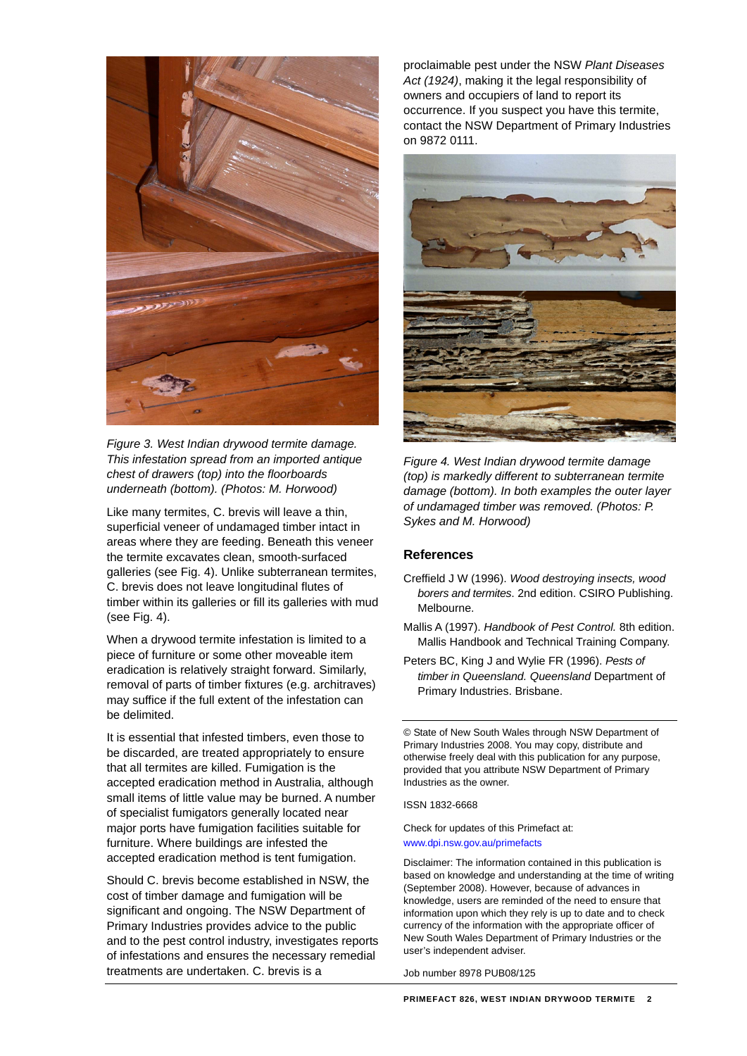*Figure 3. West Indian drywood termite damage. This infestation spread from an imported antique chest of drawers (top) into the floorboards underneath (bottom). (Photos: M. Horwood)*

Like many termites, C. brevis will leave a thin, superficial veneer of undamaged timber intact in areas where they are feeding. Beneath this veneer the termite excavates clean, smooth-surfaced galleries (see Fig. 4). Unlike subterranean termites, C. brevis does not leave longitudinal flutes of timber within its galleries or fill its galleries with mud (see Fig. 4).

When a drywood termite infestation is limited to a piece of furniture or some other moveable item eradication is relatively straight forward. Similarly, removal of parts of timber fixtures (e.g. architraves) may suffice if the full extent of the infestation can be delimited.

It is essential that infested timbers, even those to be discarded, are treated appropriately to ensure that all termites are killed. Fumigation is the accepted eradication method in Australia, although small items of little value may be burned. A number of specialist fumigators generally located near major ports have fumigation facilities suitable for furniture. Where buildings are infested the accepted eradication method is tent fumigation.

Should C. brevis become established in NSW, the cost of timber damage and fumigation will be significant and ongoing. The NSW Department of Primary Industries provides advice to the public and to the pest control industry, investigates reports of infestations and ensures the necessary remedial treatments are undertaken. C. brevis is a proclaimable pest under the NSW *Plant Diseases Act (1924)*, making it the legal responsibility of owners and occupiers of land to report its occurrence. If you suspect you have this termite, contact the NSW Department of Primary Industries on 9872 0111.

*Figure 4. West Indian drywood termite damage (top) is markedly different to subterranean termite damage (bottom). In both examples the outer layer of undamaged timber was removed. (Photos: P. Sykes and M. Horwood)*

## References

Creffield J W (1996). *Wood destroying insects, wood borers and termites.* 2nd edition. CSIRO Publishing. Melbourne.

Mallis A (1997). *Handbook of Pest Control.* 8th edition. Mallis Handbook and Technical Training Company.

Peters BC, King J and Wylie FR (1996). *Pests of timber in Queensland. Queensland* Department of Primary Industries. Brisbane.

---

© State of New South Wales through NSW Department of Primary Industries 2008. You may copy, distribute and otherwise freely deal with this publication for any purpose, provided that you attribute NSW Department of Primary Industries as the owner.

ISSN 1832-6668

Check for updates of this Primefact at:
www.dpi.nsw.gov.au/primefacts

Disclaimer: The information contained in this publication is based on knowledge and understanding at the time of writing (September 2008). However, because of advances in knowledge, users are reminded of the need to ensure that information upon which they rely is up to date and to check currency of the information with the appropriate officer of New South Wales Department of Primary Industries or the user's independent adviser.

Job number 8978 PUB08/125